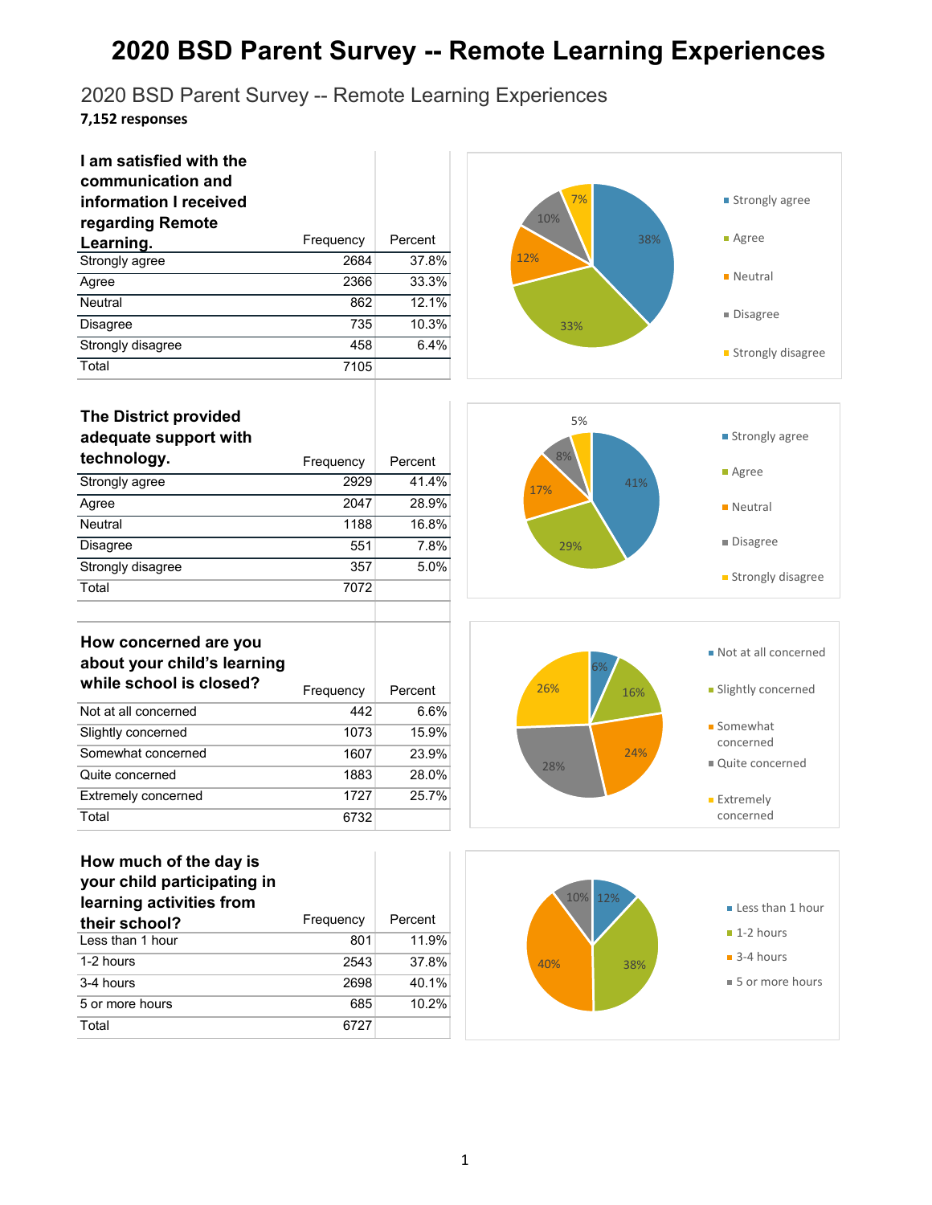# 2020 BSD Parent Survey -- Remote Learning Experiences

2020 BSD Parent Survey -- Remote Learning Experiences

**7,152 responses**

| **I am satisfied with the communication and information I received regarding Remote Learning.** | Frequency | Percent |
|---|---|---|
| Strongly agree | 2684 | 37.8% |
| Agree | 2366 | 33.3% |
| Neutral | 862 | 12.1% |
| Disagree | 735 | 10.3% |
| Strongly disagree | 458 | 6.4% |
| Total | 7105 | |

| **The District provided adequate support with technology.** | Frequency | Percent |
|---|---|---|
| Strongly agree | 2929 | 41.4% |
| Agree | 2047 | 28.9% |
| Neutral | 1188 | 16.8% |
| Disagree | 551 | 7.8% |
| Strongly disagree | 357 | 5.0% |
| Total | 7072 | |

| **How concerned are you about your child's learning while school is closed?** | Frequency | Percent |
|---|---|---|
| Not at all concerned | 442 | 6.6% |
| Slightly concerned | 1073 | 15.9% |
| Somewhat concerned | 1607 | 23.9% |
| Quite concerned | 1883 | 28.0% |
| Extremely concerned | 1727 | 25.7% |
| Total | 6732 | |

| **How much of the day is your child participating in learning activities from their school?** | Frequency | Percent |
|---|---|---|
| Less than 1 hour | 801 | 11.9% |
| 1-2 hours | 2543 | 37.8% |
| 3-4 hours | 2698 | 40.1% |
| 5 or more hours | 685 | 10.2% |
| Total | 6727 | |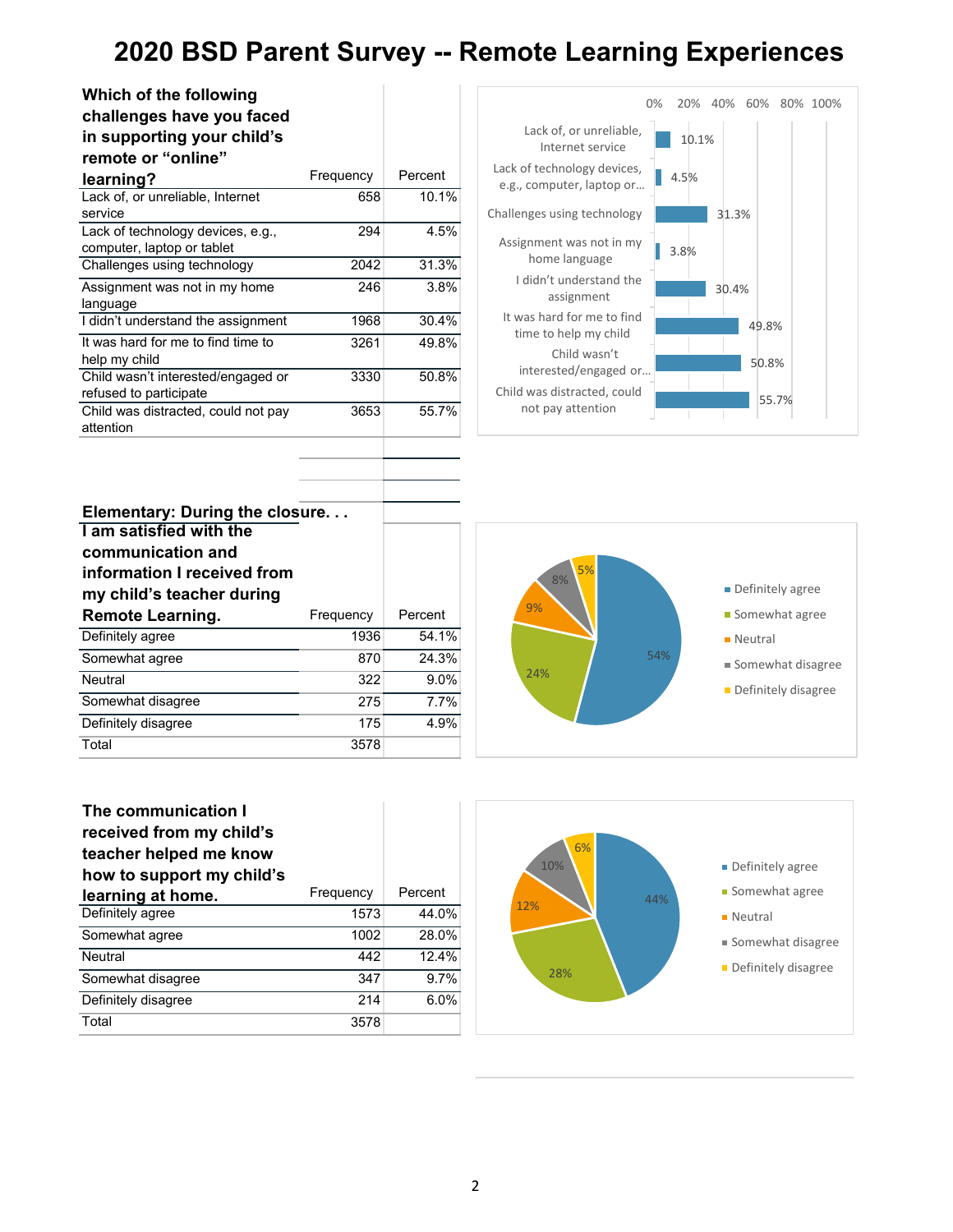# 2020 BSD Parent Survey -- Remote Learning Experiences

| Which of the following challenges have you faced in supporting your child's remote or "online" learning? | Frequency | Percent |
|---|---|---|
| Lack of, or unreliable, Internet service | 658 | 10.1% |
| Lack of technology devices, e.g., computer, laptop or tablet | 294 | 4.5% |
| Challenges using technology | 2042 | 31.3% |
| Assignment was not in my home language | 246 | 3.8% |
| I didn't understand the assignment | 1968 | 30.4% |
| It was hard for me to find time to help my child | 3261 | 49.8% |
| Child wasn't interested/engaged or refused to participate | 3330 | 50.8% |
| Child was distracted, could not pay attention | 3653 | 55.7% |

**Elementary: During the closure. . .**

| I am satisfied with the communication and information I received from my child's teacher during Remote Learning. | Frequency | Percent |
|---|---|---|
| Definitely agree | 1936 | 54.1% |
| Somewhat agree | 870 | 24.3% |
| Neutral | 322 | 9.0% |
| Somewhat disagree | 275 | 7.7% |
| Definitely disagree | 175 | 4.9% |
| Total | 3578 | |

| The communication I received from my child's teacher helped me know how to support my child's learning at home. | Frequency | Percent |
|---|---|---|
| Definitely agree | 1573 | 44.0% |
| Somewhat agree | 1002 | 28.0% |
| Neutral | 442 | 12.4% |
| Somewhat disagree | 347 | 9.7% |
| Definitely disagree | 214 | 6.0% |
| Total | 3578 | |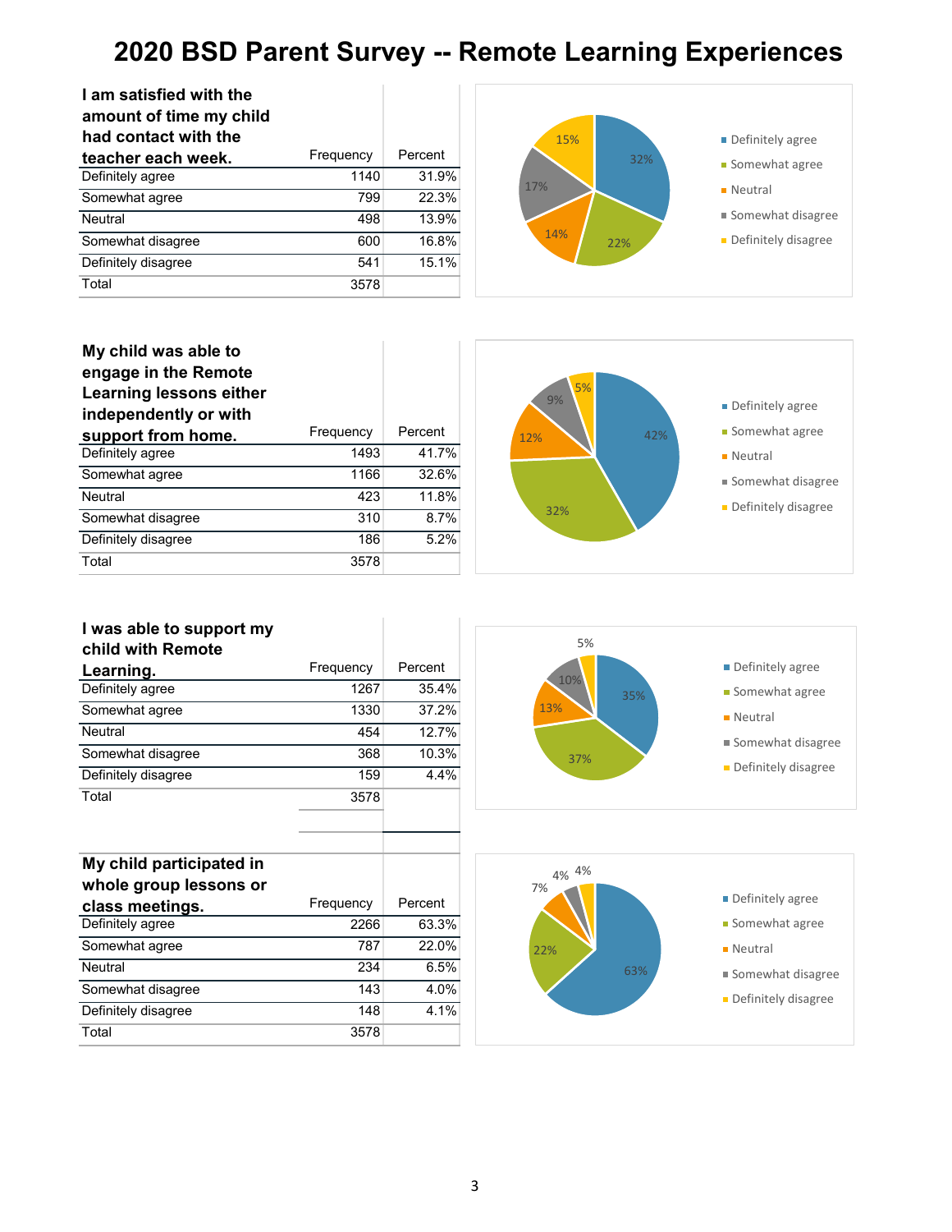# 2020 BSD Parent Survey -- Remote Learning Experiences

| I am satisfied with the amount of time my child had contact with the teacher each week. | Frequency | Percent |
|---|---|---|
| Definitely agree | 1140 | 31.9% |
| Somewhat agree | 799 | 22.3% |
| Neutral | 498 | 13.9% |
| Somewhat disagree | 600 | 16.8% |
| Definitely disagree | 541 | 15.1% |
| Total | 3578 | |

| My child was able to engage in the Remote Learning lessons either independently or with support from home. | Frequency | Percent |
|---|---|---|
| Definitely agree | 1493 | 41.7% |
| Somewhat agree | 1166 | 32.6% |
| Neutral | 423 | 11.8% |
| Somewhat disagree | 310 | 8.7% |
| Definitely disagree | 186 | 5.2% |
| Total | 3578 | |

| I was able to support my child with Remote Learning. | Frequency | Percent |
|---|---|---|
| Definitely agree | 1267 | 35.4% |
| Somewhat agree | 1330 | 37.2% |
| Neutral | 454 | 12.7% |
| Somewhat disagree | 368 | 10.3% |
| Definitely disagree | 159 | 4.4% |
| Total | 3578 | |

| My child participated in whole group lessons or class meetings. | Frequency | Percent |
|---|---|---|
| Definitely agree | 2266 | 63.3% |
| Somewhat agree | 787 | 22.0% |
| Neutral | 234 | 6.5% |
| Somewhat disagree | 143 | 4.0% |
| Definitely disagree | 148 | 4.1% |
| Total | 3578 | |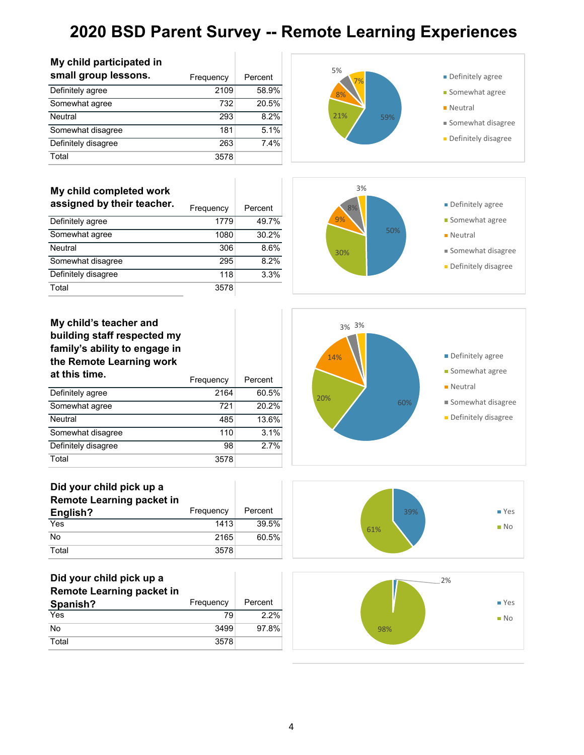# 2020 BSD Parent Survey -- Remote Learning Experiences

| My child participated in small group lessons. | Frequency | Percent |
|---|---|---|
| Definitely agree | 2109 | 58.9% |
| Somewhat agree | 732 | 20.5% |
| Neutral | 293 | 8.2% |
| Somewhat disagree | 181 | 5.1% |
| Definitely disagree | 263 | 7.4% |
| Total | 3578 | |

| My child completed work assigned by their teacher. | Frequency | Percent |
|---|---|---|
| Definitely agree | 1779 | 49.7% |
| Somewhat agree | 1080 | 30.2% |
| Neutral | 306 | 8.6% |
| Somewhat disagree | 295 | 8.2% |
| Definitely disagree | 118 | 3.3% |
| Total | 3578 | |

| My child's teacher and building staff respected my family's ability to engage in the Remote Learning work at this time. | Frequency | Percent |
|---|---|---|
| Definitely agree | 2164 | 60.5% |
| Somewhat agree | 721 | 20.2% |
| Neutral | 485 | 13.6% |
| Somewhat disagree | 110 | 3.1% |
| Definitely disagree | 98 | 2.7% |
| Total | 3578 | |

| Did your child pick up a Remote Learning packet in English? | Frequency | Percent |
|---|---|---|
| Yes | 1413 | 39.5% |
| No | 2165 | 60.5% |
| Total | 3578 | |

| Did your child pick up a Remote Learning packet in Spanish? | Frequency | Percent |
|---|---|---|
| Yes | 79 | 2.2% |
| No | 3499 | 97.8% |
| Total | 3578 | |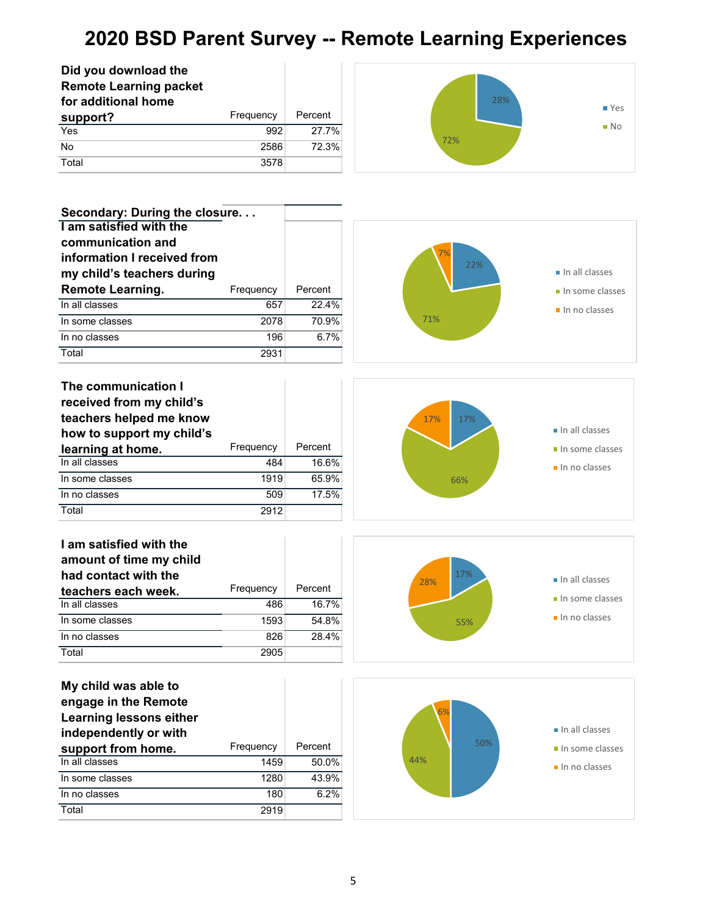# 2020 BSD Parent Survey -- Remote Learning Experiences

| Did you download the Remote Learning packet for additional home support? | Frequency | Percent |
|---|---|---|
| Yes | 992 | 27.7% |
| No | 2586 | 72.3% |
| Total | 3578 | |

**Secondary: During the closure. . .**

| I am satisfied with the communication and information I received from my child's teachers during Remote Learning. | Frequency | Percent |
|---|---|---|
| In all classes | 657 | 22.4% |
| In some classes | 2078 | 70.9% |
| In no classes | 196 | 6.7% |
| Total | 2931 | |

| The communication I received from my child's teachers helped me know how to support my child's learning at home. | Frequency | Percent |
|---|---|---|
| In all classes | 484 | 16.6% |
| In some classes | 1919 | 65.9% |
| In no classes | 509 | 17.5% |
| Total | 2912 | |

| I am satisfied with the amount of time my child had contact with the teachers each week. | Frequency | Percent |
|---|---|---|
| In all classes | 486 | 16.7% |
| In some classes | 1593 | 54.8% |
| In no classes | 826 | 28.4% |
| Total | 2905 | |

| My child was able to engage in the Remote Learning lessons either independently or with support from home. | Frequency | Percent |
|---|---|---|
| In all classes | 1459 | 50.0% |
| In some classes | 1280 | 43.9% |
| In no classes | 180 | 6.2% |
| Total | 2919 | |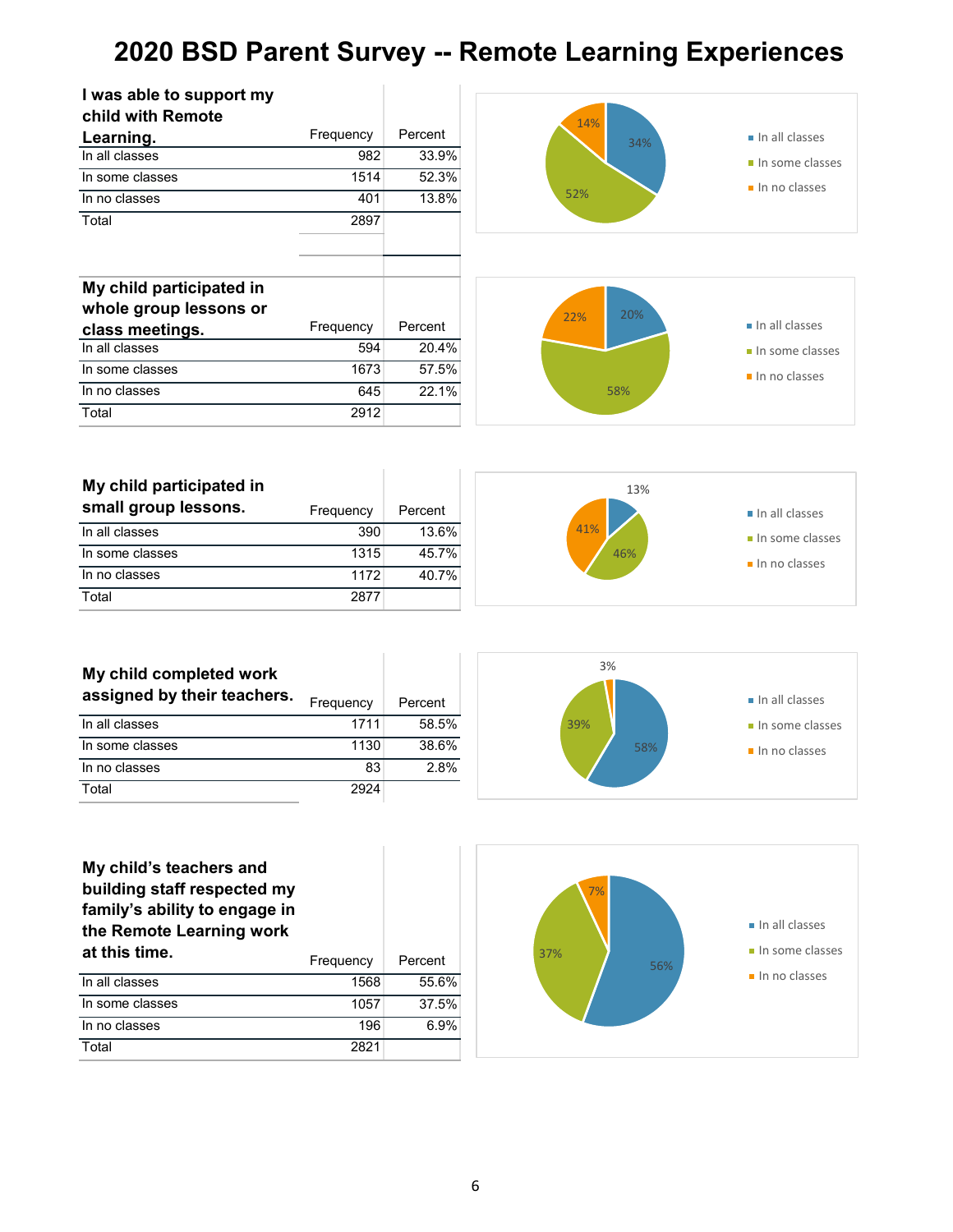# 2020 BSD Parent Survey -- Remote Learning Experiences

| I was able to support my child with Remote Learning. | Frequency | Percent |
|---|---|---|
| In all classes | 982 | 33.9% |
| In some classes | 1514 | 52.3% |
| In no classes | 401 | 13.8% |
| Total | 2897 | |

| My child participated in whole group lessons or class meetings. | Frequency | Percent |
|---|---|---|
| In all classes | 594 | 20.4% |
| In some classes | 1673 | 57.5% |
| In no classes | 645 | 22.1% |
| Total | 2912 | |

| My child participated in small group lessons. | Frequency | Percent |
|---|---|---|
| In all classes | 390 | 13.6% |
| In some classes | 1315 | 45.7% |
| In no classes | 1172 | 40.7% |
| Total | 2877 | |

| My child completed work assigned by their teachers. | Frequency | Percent |
|---|---|---|
| In all classes | 1711 | 58.5% |
| In some classes | 1130 | 38.6% |
| In no classes | 83 | 2.8% |
| Total | 2924 | |

| My child's teachers and building staff respected my family's ability to engage in the Remote Learning work at this time. | Frequency | Percent |
|---|---|---|
| In all classes | 1568 | 55.6% |
| In some classes | 1057 | 37.5% |
| In no classes | 196 | 6.9% |
| Total | 2821 | |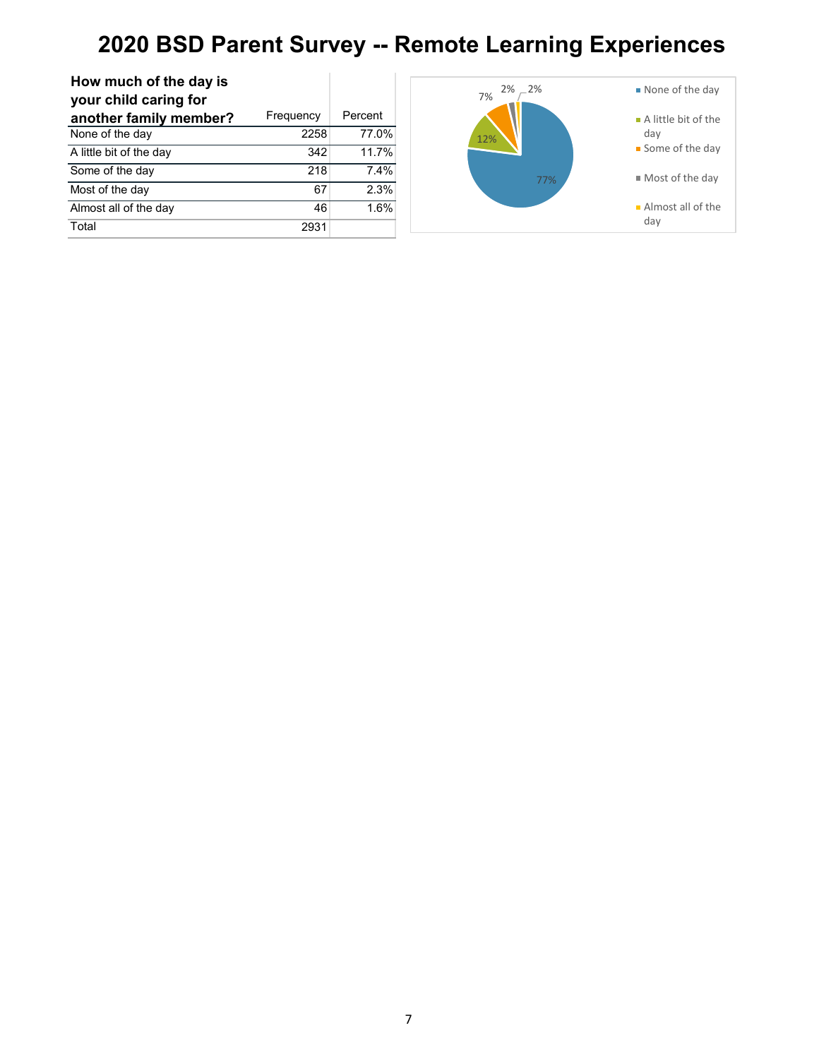# 2020 BSD Parent Survey -- Remote Learning Experiences

| How much of the day is your child caring for another family member? | Frequency | Percent |
|---|---|---|
| None of the day | 2258 | 77.0% |
| A little bit of the day | 342 | 11.7% |
| Some of the day | 218 | 7.4% |
| Most of the day | 67 | 2.3% |
| Almost all of the day | 46 | 1.6% |
| Total | 2931 | |

7%
2%
2%
12%
77%

None of the day
A little bit of the day
Some of the day
Most of the day
Almost all of the day